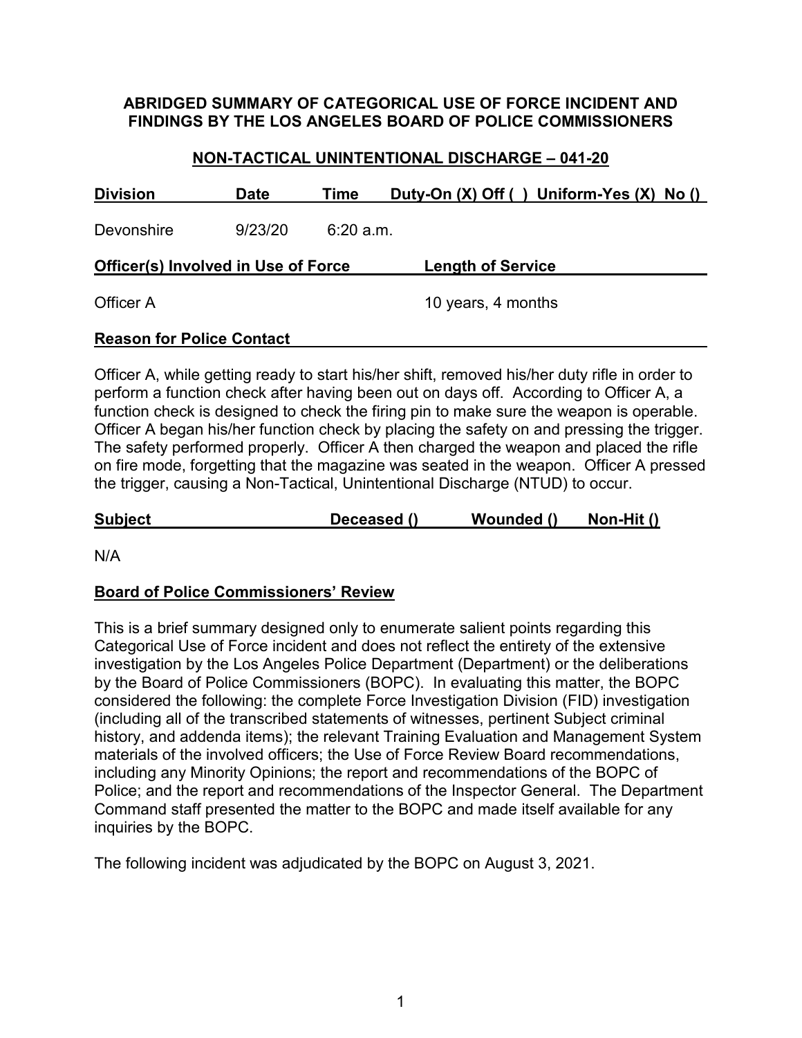**ABRIDGED SUMMARY OF CATEGORICAL USE OF FORCE INCIDENT AND FINDINGS BY THE LOS ANGELES BOARD OF POLICE COMMISSIONERS**

**NON-TACTICAL UNINTENTIONAL DISCHARGE – 041-20**

| Division | Date | Time | Duty-On (X) Off ( ) Uniform-Yes (X) No () |
|---|---|---|---|
| Devonshire | 9/23/20 | 6:20 a.m. | |

| Officer(s) Involved in Use of Force | Length of Service |
|---|---|
| Officer A | 10 years, 4 months |

**Reason for Police Contact**

Officer A, while getting ready to start his/her shift, removed his/her duty rifle in order to perform a function check after having been out on days off. According to Officer A, a function check is designed to check the firing pin to make sure the weapon is operable. Officer A began his/her function check by placing the safety on and pressing the trigger. The safety performed properly. Officer A then charged the weapon and placed the rifle on fire mode, forgetting that the magazine was seated in the weapon. Officer A pressed the trigger, causing a Non-Tactical, Unintentional Discharge (NTUD) to occur.

| Subject | Deceased () | Wounded () | Non-Hit () |
|---|---|---|---|
| N/A | | | |

**Board of Police Commissioners' Review**

This is a brief summary designed only to enumerate salient points regarding this Categorical Use of Force incident and does not reflect the entirety of the extensive investigation by the Los Angeles Police Department (Department) or the deliberations by the Board of Police Commissioners (BOPC). In evaluating this matter, the BOPC considered the following: the complete Force Investigation Division (FID) investigation (including all of the transcribed statements of witnesses, pertinent Subject criminal history, and addenda items); the relevant Training Evaluation and Management System materials of the involved officers; the Use of Force Review Board recommendations, including any Minority Opinions; the report and recommendations of the BOPC of Police; and the report and recommendations of the Inspector General. The Department Command staff presented the matter to the BOPC and made itself available for any inquiries by the BOPC.

The following incident was adjudicated by the BOPC on August 3, 2021.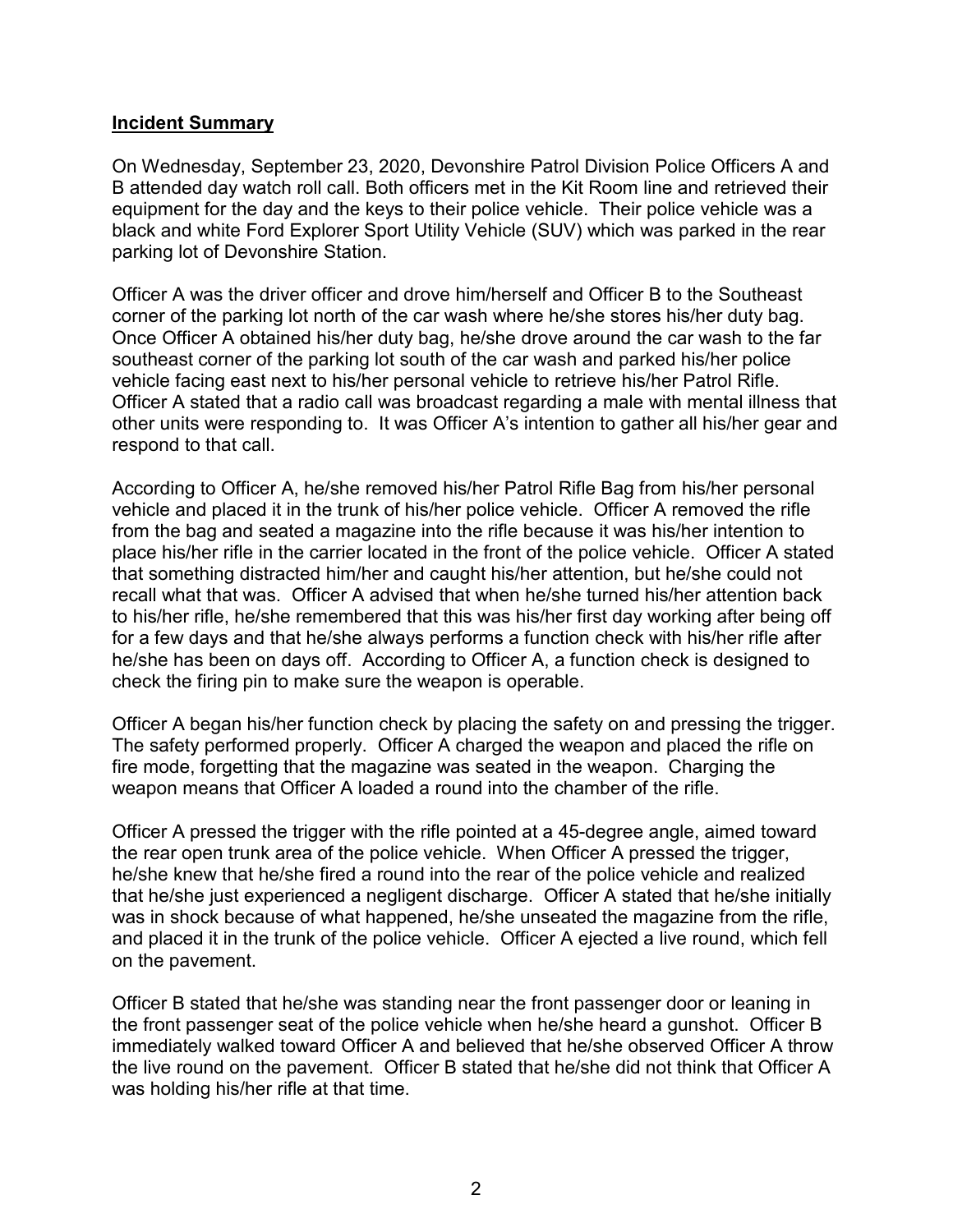## **Incident Summary**

On Wednesday, September 23, 2020, Devonshire Patrol Division Police Officers A and B attended day watch roll call. Both officers met in the Kit Room line and retrieved their equipment for the day and the keys to their police vehicle. Their police vehicle was a black and white Ford Explorer Sport Utility Vehicle (SUV) which was parked in the rear parking lot of Devonshire Station.

Officer A was the driver officer and drove him/herself and Officer B to the Southeast corner of the parking lot north of the car wash where he/she stores his/her duty bag. Once Officer A obtained his/her duty bag, he/she drove around the car wash to the far southeast corner of the parking lot south of the car wash and parked his/her police vehicle facing east next to his/her personal vehicle to retrieve his/her Patrol Rifle. Officer A stated that a radio call was broadcast regarding a male with mental illness that other units were responding to. It was Officer A's intention to gather all his/her gear and respond to that call.

According to Officer A, he/she removed his/her Patrol Rifle Bag from his/her personal vehicle and placed it in the trunk of his/her police vehicle. Officer A removed the rifle from the bag and seated a magazine into the rifle because it was his/her intention to place his/her rifle in the carrier located in the front of the police vehicle. Officer A stated that something distracted him/her and caught his/her attention, but he/she could not recall what that was. Officer A advised that when he/she turned his/her attention back to his/her rifle, he/she remembered that this was his/her first day working after being off for a few days and that he/she always performs a function check with his/her rifle after he/she has been on days off. According to Officer A, a function check is designed to check the firing pin to make sure the weapon is operable.

Officer A began his/her function check by placing the safety on and pressing the trigger. The safety performed properly. Officer A charged the weapon and placed the rifle on fire mode, forgetting that the magazine was seated in the weapon. Charging the weapon means that Officer A loaded a round into the chamber of the rifle.

Officer A pressed the trigger with the rifle pointed at a 45-degree angle, aimed toward the rear open trunk area of the police vehicle. When Officer A pressed the trigger, he/she knew that he/she fired a round into the rear of the police vehicle and realized that he/she just experienced a negligent discharge. Officer A stated that he/she initially was in shock because of what happened, he/she unseated the magazine from the rifle, and placed it in the trunk of the police vehicle. Officer A ejected a live round, which fell on the pavement.

Officer B stated that he/she was standing near the front passenger door or leaning in the front passenger seat of the police vehicle when he/she heard a gunshot. Officer B immediately walked toward Officer A and believed that he/she observed Officer A throw the live round on the pavement. Officer B stated that he/she did not think that Officer A was holding his/her rifle at that time.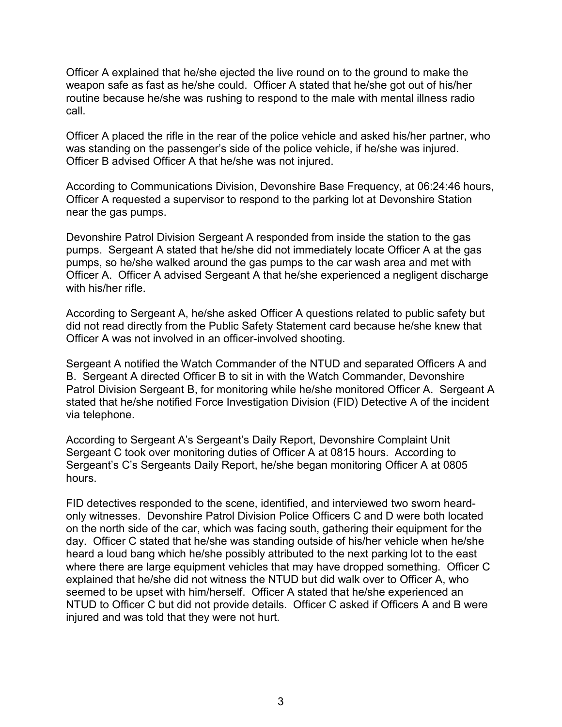Officer A explained that he/she ejected the live round on to the ground to make the weapon safe as fast as he/she could. Officer A stated that he/she got out of his/her routine because he/she was rushing to respond to the male with mental illness radio call.

Officer A placed the rifle in the rear of the police vehicle and asked his/her partner, who was standing on the passenger's side of the police vehicle, if he/she was injured. Officer B advised Officer A that he/she was not injured.

According to Communications Division, Devonshire Base Frequency, at 06:24:46 hours, Officer A requested a supervisor to respond to the parking lot at Devonshire Station near the gas pumps.

Devonshire Patrol Division Sergeant A responded from inside the station to the gas pumps. Sergeant A stated that he/she did not immediately locate Officer A at the gas pumps, so he/she walked around the gas pumps to the car wash area and met with Officer A. Officer A advised Sergeant A that he/she experienced a negligent discharge with his/her rifle.

According to Sergeant A, he/she asked Officer A questions related to public safety but did not read directly from the Public Safety Statement card because he/she knew that Officer A was not involved in an officer-involved shooting.

Sergeant A notified the Watch Commander of the NTUD and separated Officers A and B. Sergeant A directed Officer B to sit in with the Watch Commander, Devonshire Patrol Division Sergeant B, for monitoring while he/she monitored Officer A. Sergeant A stated that he/she notified Force Investigation Division (FID) Detective A of the incident via telephone.

According to Sergeant A's Sergeant's Daily Report, Devonshire Complaint Unit Sergeant C took over monitoring duties of Officer A at 0815 hours. According to Sergeant's C's Sergeants Daily Report, he/she began monitoring Officer A at 0805 hours.

FID detectives responded to the scene, identified, and interviewed two sworn heard-only witnesses. Devonshire Patrol Division Police Officers C and D were both located on the north side of the car, which was facing south, gathering their equipment for the day. Officer C stated that he/she was standing outside of his/her vehicle when he/she heard a loud bang which he/she possibly attributed to the next parking lot to the east where there are large equipment vehicles that may have dropped something. Officer C explained that he/she did not witness the NTUD but did walk over to Officer A, who seemed to be upset with him/herself. Officer A stated that he/she experienced an NTUD to Officer C but did not provide details. Officer C asked if Officers A and B were injured and was told that they were not hurt.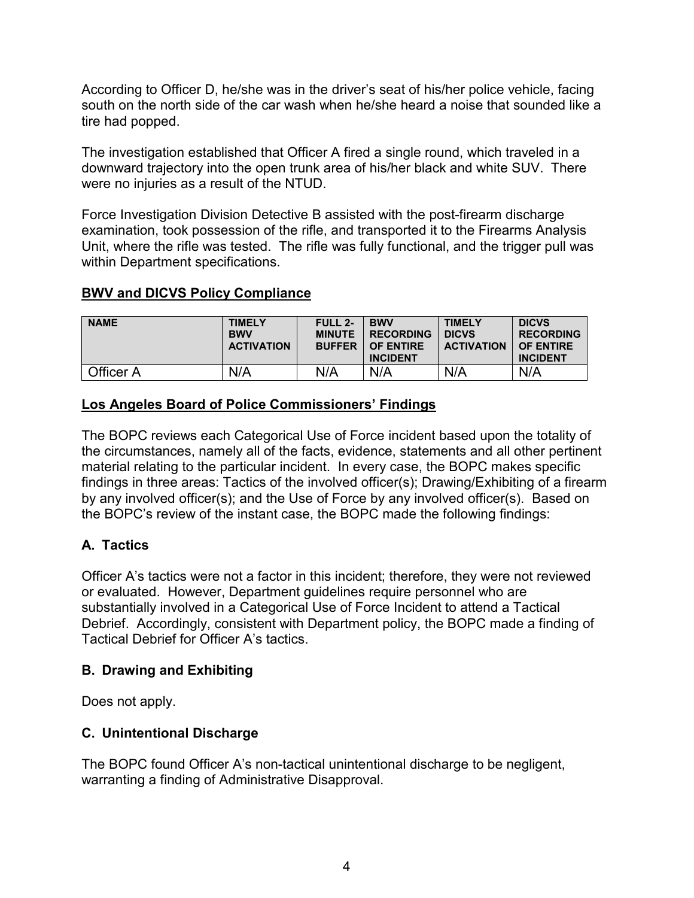According to Officer D, he/she was in the driver's seat of his/her police vehicle, facing south on the north side of the car wash when he/she heard a noise that sounded like a tire had popped.

The investigation established that Officer A fired a single round, which traveled in a downward trajectory into the open trunk area of his/her black and white SUV. There were no injuries as a result of the NTUD.

Force Investigation Division Detective B assisted with the post-firearm discharge examination, took possession of the rifle, and transported it to the Firearms Analysis Unit, where the rifle was tested. The rifle was fully functional, and the trigger pull was within Department specifications.

**BWV and DICVS Policy Compliance**

| NAME | TIMELY BWV ACTIVATION | FULL 2-MINUTE BUFFER | BWV RECORDING OF ENTIRE INCIDENT | TIMELY DICVS ACTIVATION | DICVS RECORDING OF ENTIRE INCIDENT |
|---|---|---|---|---|---|
| Officer A | N/A | N/A | N/A | N/A | N/A |

**Los Angeles Board of Police Commissioners' Findings**

The BOPC reviews each Categorical Use of Force incident based upon the totality of the circumstances, namely all of the facts, evidence, statements and all other pertinent material relating to the particular incident. In every case, the BOPC makes specific findings in three areas: Tactics of the involved officer(s); Drawing/Exhibiting of a firearm by any involved officer(s); and the Use of Force by any involved officer(s). Based on the BOPC's review of the instant case, the BOPC made the following findings:

### A. Tactics

Officer A's tactics were not a factor in this incident; therefore, they were not reviewed or evaluated. However, Department guidelines require personnel who are substantially involved in a Categorical Use of Force Incident to attend a Tactical Debrief. Accordingly, consistent with Department policy, the BOPC made a finding of Tactical Debrief for Officer A's tactics.

### B. Drawing and Exhibiting

Does not apply.

### C. Unintentional Discharge

The BOPC found Officer A's non-tactical unintentional discharge to be negligent, warranting a finding of Administrative Disapproval.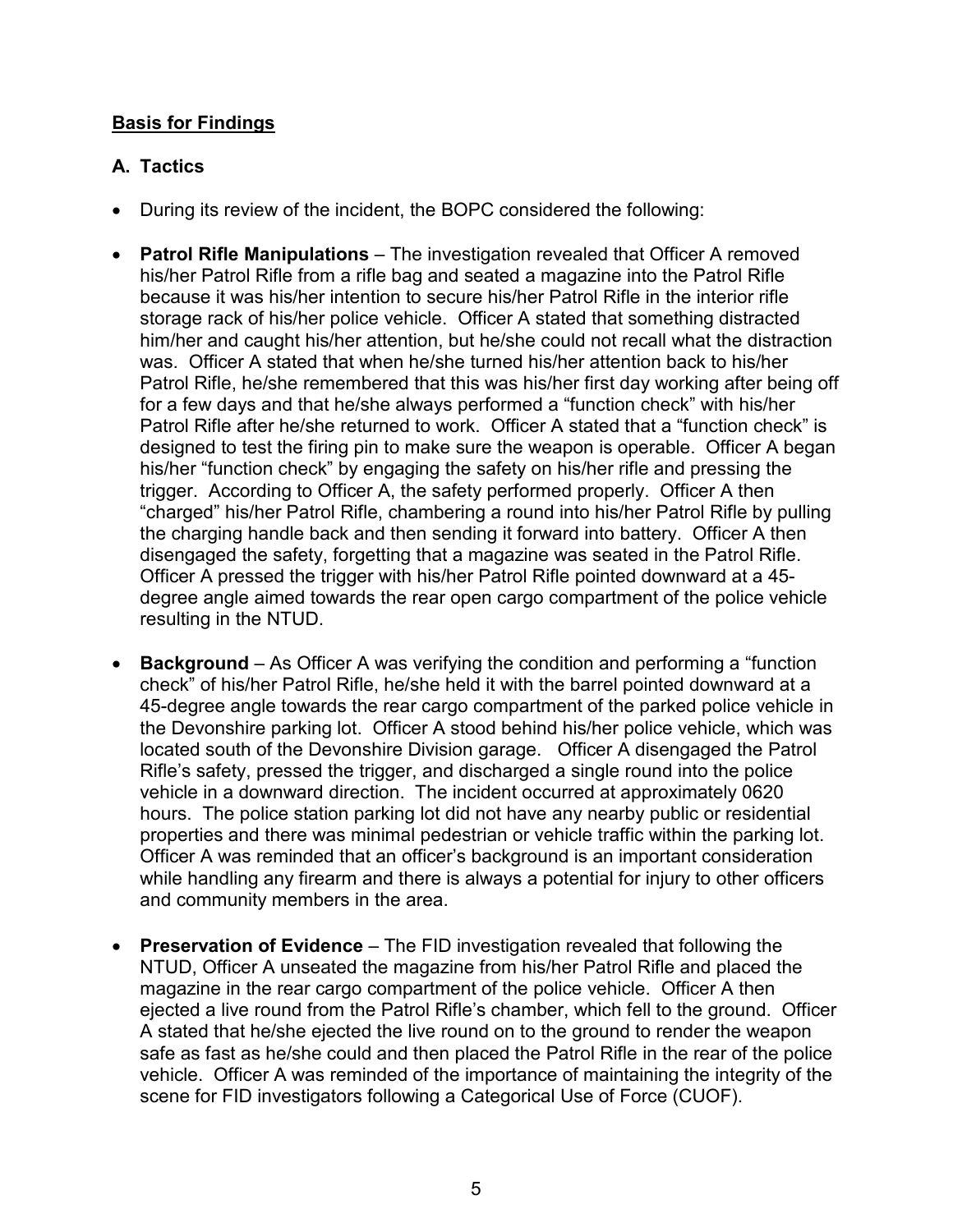## Basis for Findings

### A. Tactics

- During its review of the incident, the BOPC considered the following:

- **Patrol Rifle Manipulations** – The investigation revealed that Officer A removed his/her Patrol Rifle from a rifle bag and seated a magazine into the Patrol Rifle because it was his/her intention to secure his/her Patrol Rifle in the interior rifle storage rack of his/her police vehicle. Officer A stated that something distracted him/her and caught his/her attention, but he/she could not recall what the distraction was. Officer A stated that when he/she turned his/her attention back to his/her Patrol Rifle, he/she remembered that this was his/her first day working after being off for a few days and that he/she always performed a "function check" with his/her Patrol Rifle after he/she returned to work. Officer A stated that a "function check" is designed to test the firing pin to make sure the weapon is operable. Officer A began his/her "function check" by engaging the safety on his/her rifle and pressing the trigger. According to Officer A, the safety performed properly. Officer A then "charged" his/her Patrol Rifle, chambering a round into his/her Patrol Rifle by pulling the charging handle back and then sending it forward into battery. Officer A then disengaged the safety, forgetting that a magazine was seated in the Patrol Rifle. Officer A pressed the trigger with his/her Patrol Rifle pointed downward at a 45-degree angle aimed towards the rear open cargo compartment of the police vehicle resulting in the NTUD.

- **Background** – As Officer A was verifying the condition and performing a "function check" of his/her Patrol Rifle, he/she held it with the barrel pointed downward at a 45-degree angle towards the rear cargo compartment of the parked police vehicle in the Devonshire parking lot. Officer A stood behind his/her police vehicle, which was located south of the Devonshire Division garage. Officer A disengaged the Patrol Rifle's safety, pressed the trigger, and discharged a single round into the police vehicle in a downward direction. The incident occurred at approximately 0620 hours. The police station parking lot did not have any nearby public or residential properties and there was minimal pedestrian or vehicle traffic within the parking lot. Officer A was reminded that an officer's background is an important consideration while handling any firearm and there is always a potential for injury to other officers and community members in the area.

- **Preservation of Evidence** – The FID investigation revealed that following the NTUD, Officer A unseated the magazine from his/her Patrol Rifle and placed the magazine in the rear cargo compartment of the police vehicle. Officer A then ejected a live round from the Patrol Rifle's chamber, which fell to the ground. Officer A stated that he/she ejected the live round on to the ground to render the weapon safe as fast as he/she could and then placed the Patrol Rifle in the rear of the police vehicle. Officer A was reminded of the importance of maintaining the integrity of the scene for FID investigators following a Categorical Use of Force (CUOF).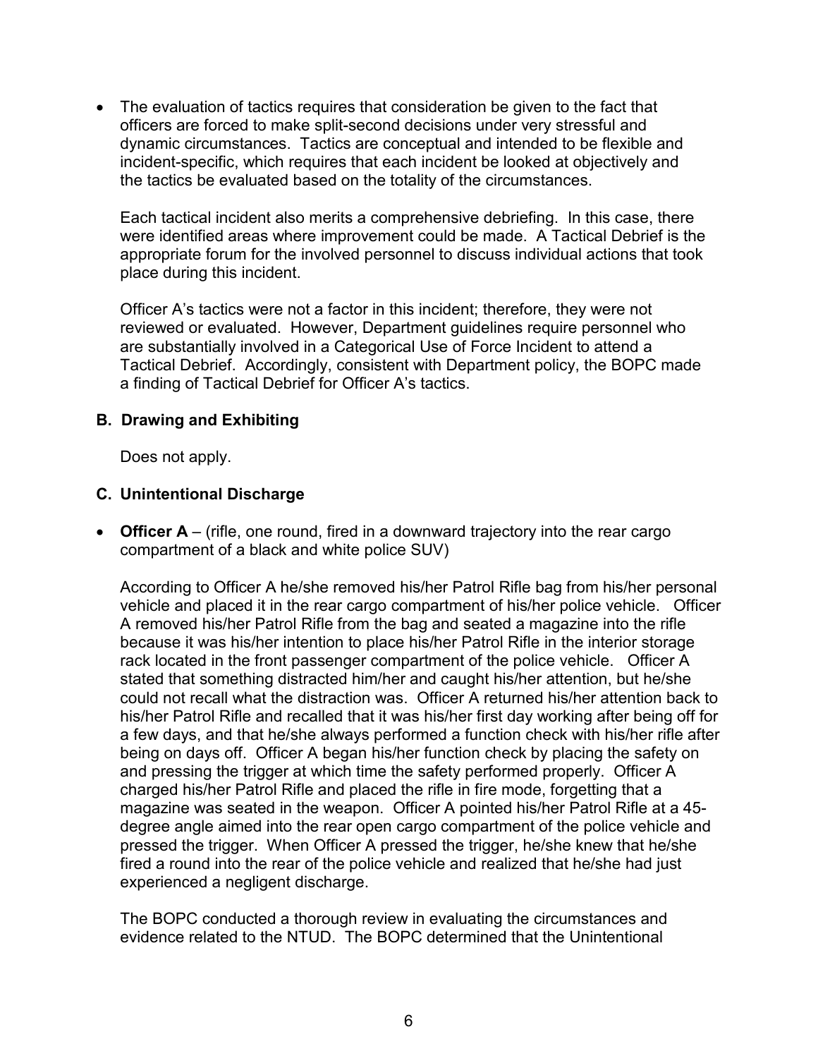- The evaluation of tactics requires that consideration be given to the fact that officers are forced to make split-second decisions under very stressful and dynamic circumstances. Tactics are conceptual and intended to be flexible and incident-specific, which requires that each incident be looked at objectively and the tactics be evaluated based on the totality of the circumstances.

  Each tactical incident also merits a comprehensive debriefing. In this case, there were identified areas where improvement could be made. A Tactical Debrief is the appropriate forum for the involved personnel to discuss individual actions that took place during this incident.

  Officer A's tactics were not a factor in this incident; therefore, they were not reviewed or evaluated. However, Department guidelines require personnel who are substantially involved in a Categorical Use of Force Incident to attend a Tactical Debrief. Accordingly, consistent with Department policy, the BOPC made a finding of Tactical Debrief for Officer A's tactics.

### B. Drawing and Exhibiting

Does not apply.

### C. Unintentional Discharge

- **Officer A** – (rifle, one round, fired in a downward trajectory into the rear cargo compartment of a black and white police SUV)

  According to Officer A he/she removed his/her Patrol Rifle bag from his/her personal vehicle and placed it in the rear cargo compartment of his/her police vehicle. Officer A removed his/her Patrol Rifle from the bag and seated a magazine into the rifle because it was his/her intention to place his/her Patrol Rifle in the interior storage rack located in the front passenger compartment of the police vehicle. Officer A stated that something distracted him/her and caught his/her attention, but he/she could not recall what the distraction was. Officer A returned his/her attention back to his/her Patrol Rifle and recalled that it was his/her first day working after being off for a few days, and that he/she always performed a function check with his/her rifle after being on days off. Officer A began his/her function check by placing the safety on and pressing the trigger at which time the safety performed properly. Officer A charged his/her Patrol Rifle and placed the rifle in fire mode, forgetting that a magazine was seated in the weapon. Officer A pointed his/her Patrol Rifle at a 45-degree angle aimed into the rear open cargo compartment of the police vehicle and pressed the trigger. When Officer A pressed the trigger, he/she knew that he/she fired a round into the rear of the police vehicle and realized that he/she had just experienced a negligent discharge.

  The BOPC conducted a thorough review in evaluating the circumstances and evidence related to the NTUD. The BOPC determined that the Unintentional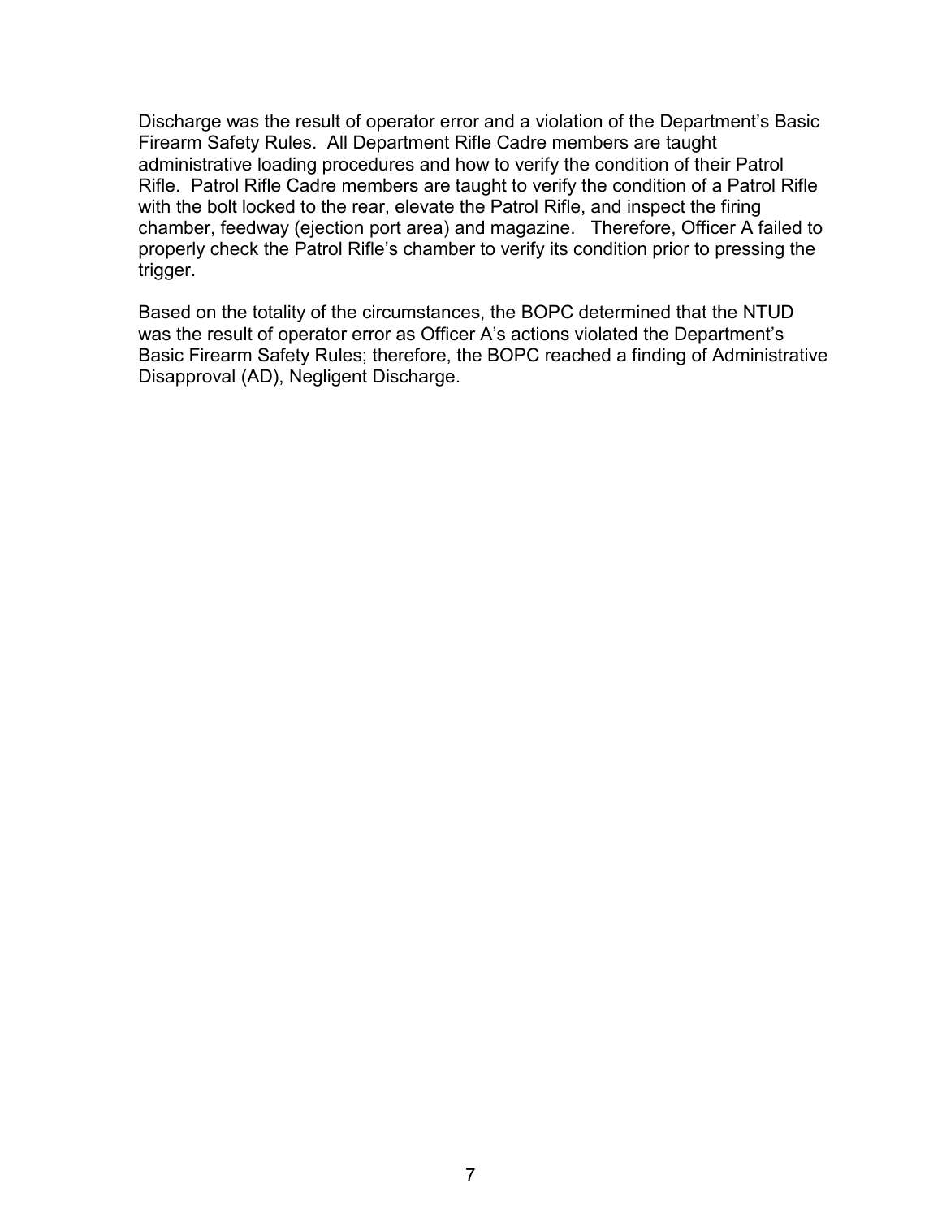Discharge was the result of operator error and a violation of the Department's Basic Firearm Safety Rules. All Department Rifle Cadre members are taught administrative loading procedures and how to verify the condition of their Patrol Rifle. Patrol Rifle Cadre members are taught to verify the condition of a Patrol Rifle with the bolt locked to the rear, elevate the Patrol Rifle, and inspect the firing chamber, feedway (ejection port area) and magazine. Therefore, Officer A failed to properly check the Patrol Rifle's chamber to verify its condition prior to pressing the trigger.

Based on the totality of the circumstances, the BOPC determined that the NTUD was the result of operator error as Officer A's actions violated the Department's Basic Firearm Safety Rules; therefore, the BOPC reached a finding of Administrative Disapproval (AD), Negligent Discharge.